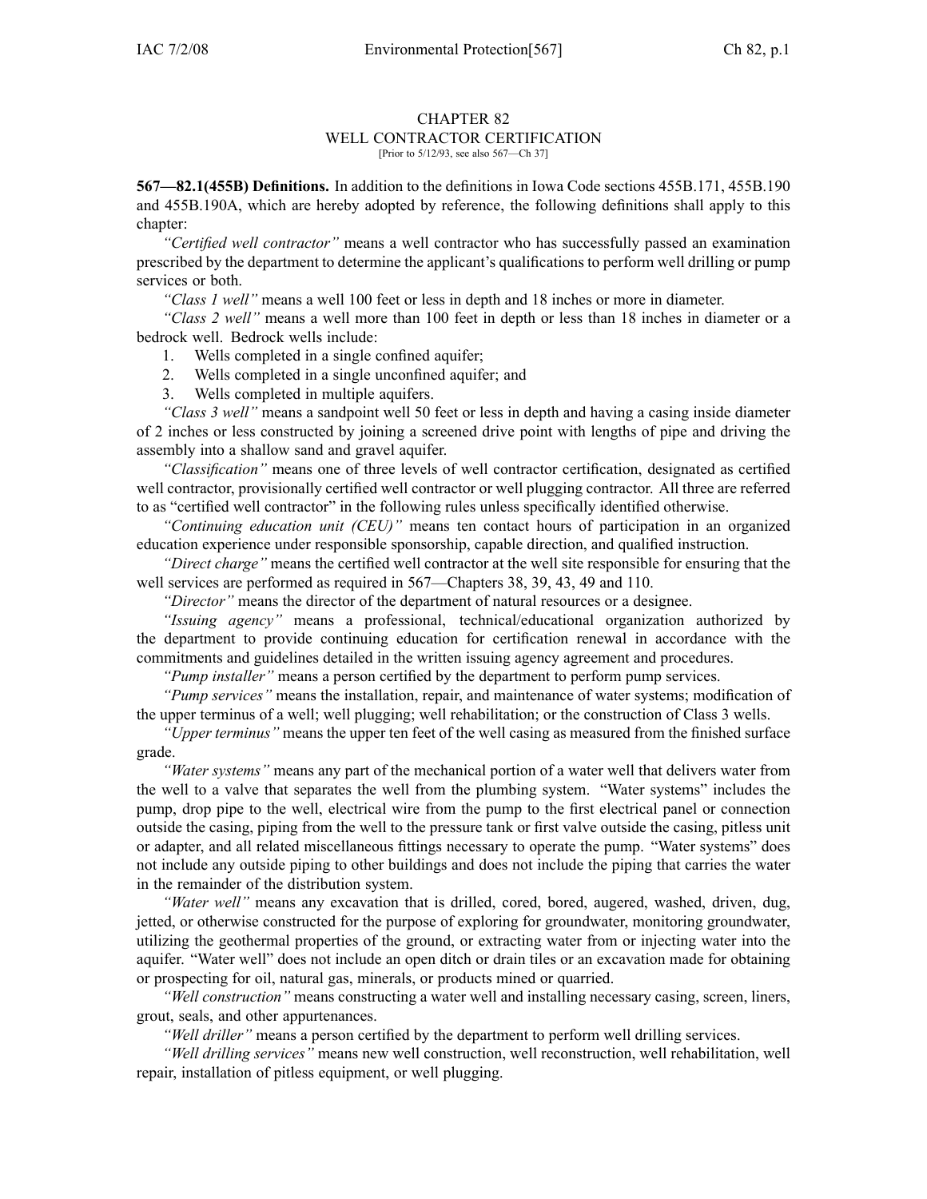# CHAPTER 82
## WELL CONTRACTOR CERTIFICATION

[Prior to 5/12/93, see also 567—Ch 37]

**567—82.1(455B) Definitions.** In addition to the definitions in Iowa Code sections 455B.171, 455B.190 and 455B.190A, which are hereby adopted by reference, the following definitions shall apply to this chapter:

*"Certified well contractor"* means a well contractor who has successfully passed an examination prescribed by the department to determine the applicant's qualifications to perform well drilling or pump services or both.

*"Class 1 well"* means a well 100 feet or less in depth and 18 inches or more in diameter.

*"Class 2 well"* means a well more than 100 feet in depth or less than 18 inches in diameter or a bedrock well. Bedrock wells include:

1. Wells completed in a single confined aquifer;
2. Wells completed in a single unconfined aquifer; and
3. Wells completed in multiple aquifers.

*"Class 3 well"* means a sandpoint well 50 feet or less in depth and having a casing inside diameter of 2 inches or less constructed by joining a screened drive point with lengths of pipe and driving the assembly into a shallow sand and gravel aquifer.

*"Classification"* means one of three levels of well contractor certification, designated as certified well contractor, provisionally certified well contractor or well plugging contractor. All three are referred to as "certified well contractor" in the following rules unless specifically identified otherwise.

*"Continuing education unit (CEU)"* means ten contact hours of participation in an organized education experience under responsible sponsorship, capable direction, and qualified instruction.

*"Direct charge"* means the certified well contractor at the well site responsible for ensuring that the well services are performed as required in 567—Chapters 38, 39, 43, 49 and 110.

*"Director"* means the director of the department of natural resources or a designee.

*"Issuing agency"* means a professional, technical/educational organization authorized by the department to provide continuing education for certification renewal in accordance with the commitments and guidelines detailed in the written issuing agency agreement and procedures.

*"Pump installer"* means a person certified by the department to perform pump services.

*"Pump services"* means the installation, repair, and maintenance of water systems; modification of the upper terminus of a well; well plugging; well rehabilitation; or the construction of Class 3 wells.

*"Upper terminus"* means the upper ten feet of the well casing as measured from the finished surface grade.

*"Water systems"* means any part of the mechanical portion of a water well that delivers water from the well to a valve that separates the well from the plumbing system. "Water systems" includes the pump, drop pipe to the well, electrical wire from the pump to the first electrical panel or connection outside the casing, piping from the well to the pressure tank or first valve outside the casing, pitless unit or adapter, and all related miscellaneous fittings necessary to operate the pump. "Water systems" does not include any outside piping to other buildings and does not include the piping that carries the water in the remainder of the distribution system.

*"Water well"* means any excavation that is drilled, cored, bored, augered, washed, driven, dug, jetted, or otherwise constructed for the purpose of exploring for groundwater, monitoring groundwater, utilizing the geothermal properties of the ground, or extracting water from or injecting water into the aquifer. "Water well" does not include an open ditch or drain tiles or an excavation made for obtaining or prospecting for oil, natural gas, minerals, or products mined or quarried.

*"Well construction"* means constructing a water well and installing necessary casing, screen, liners, grout, seals, and other appurtenances.

*"Well driller"* means a person certified by the department to perform well drilling services.

*"Well drilling services"* means new well construction, well reconstruction, well rehabilitation, well repair, installation of pitless equipment, or well plugging.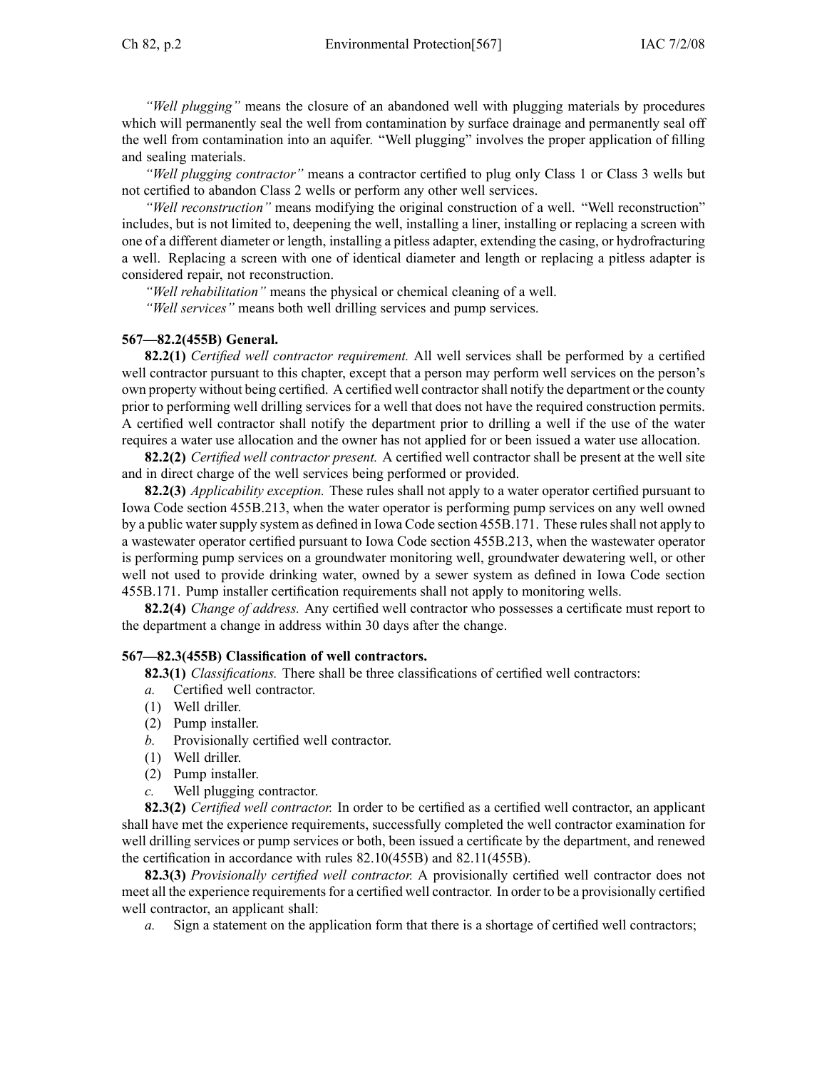*"Well plugging"* means the closure of an abandoned well with plugging materials by procedures which will permanently seal the well from contamination by surface drainage and permanently seal off the well from contamination into an aquifer. "Well plugging" involves the proper application of filling and sealing materials.

*"Well plugging contractor"* means a contractor certified to plug only Class 1 or Class 3 wells but not certified to abandon Class 2 wells or perform any other well services.

*"Well reconstruction"* means modifying the original construction of a well. "Well reconstruction" includes, but is not limited to, deepening the well, installing a liner, installing or replacing a screen with one of a different diameter or length, installing a pitless adapter, extending the casing, or hydrofracturing a well. Replacing a screen with one of identical diameter and length or replacing a pitless adapter is considered repair, not reconstruction.

*"Well rehabilitation"* means the physical or chemical cleaning of a well.

*"Well services"* means both well drilling services and pump services.

**567—82.2(455B) General.**

**82.2(1)** *Certified well contractor requirement.* All well services shall be performed by a certified well contractor pursuant to this chapter, except that a person may perform well services on the person's own property without being certified. A certified well contractor shall notify the department or the county prior to performing well drilling services for a well that does not have the required construction permits. A certified well contractor shall notify the department prior to drilling a well if the use of the water requires a water use allocation and the owner has not applied for or been issued a water use allocation.

**82.2(2)** *Certified well contractor present.* A certified well contractor shall be present at the well site and in direct charge of the well services being performed or provided.

**82.2(3)** *Applicability exception.* These rules shall not apply to a water operator certified pursuant to Iowa Code section 455B.213, when the water operator is performing pump services on any well owned by a public water supply system as defined in Iowa Code section 455B.171. These rules shall not apply to a wastewater operator certified pursuant to Iowa Code section 455B.213, when the wastewater operator is performing pump services on a groundwater monitoring well, groundwater dewatering well, or other well not used to provide drinking water, owned by a sewer system as defined in Iowa Code section 455B.171. Pump installer certification requirements shall not apply to monitoring wells.

**82.2(4)** *Change of address.* Any certified well contractor who possesses a certificate must report to the department a change in address within 30 days after the change.

**567—82.3(455B) Classification of well contractors.**

**82.3(1)** *Classifications.* There shall be three classifications of certified well contractors:

*a.* Certified well contractor.

(1) Well driller.

(2) Pump installer.

*b.* Provisionally certified well contractor.

(1) Well driller.

(2) Pump installer.

*c.* Well plugging contractor.

**82.3(2)** *Certified well contractor.* In order to be certified as a certified well contractor, an applicant shall have met the experience requirements, successfully completed the well contractor examination for well drilling services or pump services or both, been issued a certificate by the department, and renewed the certification in accordance with rules 82.10(455B) and 82.11(455B).

**82.3(3)** *Provisionally certified well contractor.* A provisionally certified well contractor does not meet all the experience requirements for a certified well contractor. In order to be a provisionally certified well contractor, an applicant shall:

*a.* Sign a statement on the application form that there is a shortage of certified well contractors;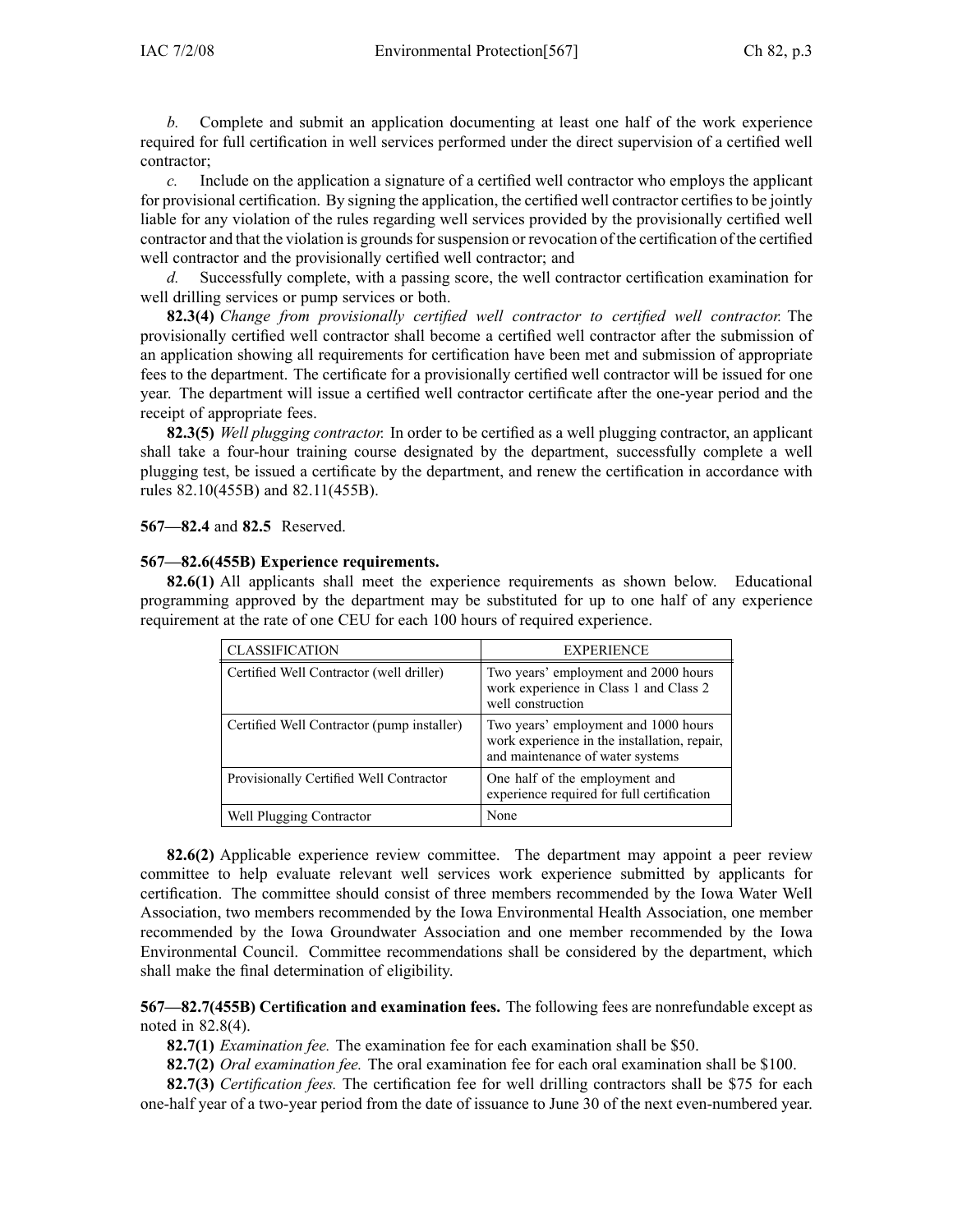*b.* Complete and submit an application documenting at least one half of the work experience required for full certification in well services performed under the direct supervision of a certified well contractor;

*c.* Include on the application a signature of a certified well contractor who employs the applicant for provisional certification. By signing the application, the certified well contractor certifies to be jointly liable for any violation of the rules regarding well services provided by the provisionally certified well contractor and that the violation is grounds for suspension or revocation of the certification of the certified well contractor and the provisionally certified well contractor; and

*d.* Successfully complete, with a passing score, the well contractor certification examination for well drilling services or pump services or both.

**82.3(4)** *Change from provisionally certified well contractor to certified well contractor.* The provisionally certified well contractor shall become a certified well contractor after the submission of an application showing all requirements for certification have been met and submission of appropriate fees to the department. The certificate for a provisionally certified well contractor will be issued for one year. The department will issue a certified well contractor certificate after the one-year period and the receipt of appropriate fees.

**82.3(5)** *Well plugging contractor.* In order to be certified as a well plugging contractor, an applicant shall take a four-hour training course designated by the department, successfully complete a well plugging test, be issued a certificate by the department, and renew the certification in accordance with rules 82.10(455B) and 82.11(455B).

**567—82.4** and **82.5** Reserved.

**567—82.6(455B) Experience requirements.**

**82.6(1)** All applicants shall meet the experience requirements as shown below. Educational programming approved by the department may be substituted for up to one half of any experience requirement at the rate of one CEU for each 100 hours of required experience.

| CLASSIFICATION | EXPERIENCE |
|---|---|
| Certified Well Contractor (well driller) | Two years' employment and 2000 hours work experience in Class 1 and Class 2 well construction |
| Certified Well Contractor (pump installer) | Two years' employment and 1000 hours work experience in the installation, repair, and maintenance of water systems |
| Provisionally Certified Well Contractor | One half of the employment and experience required for full certification |
| Well Plugging Contractor | None |

**82.6(2)** Applicable experience review committee. The department may appoint a peer review committee to help evaluate relevant well services work experience submitted by applicants for certification. The committee should consist of three members recommended by the Iowa Water Well Association, two members recommended by the Iowa Environmental Health Association, one member recommended by the Iowa Groundwater Association and one member recommended by the Iowa Environmental Council. Committee recommendations shall be considered by the department, which shall make the final determination of eligibility.

**567—82.7(455B) Certification and examination fees.** The following fees are nonrefundable except as noted in 82.8(4).

**82.7(1)** *Examination fee.* The examination fee for each examination shall be $50.

**82.7(2)** *Oral examination fee.* The oral examination fee for each oral examination shall be $100.

**82.7(3)** *Certification fees.* The certification fee for well drilling contractors shall be $75 for each one-half year of a two-year period from the date of issuance to June 30 of the next even-numbered year.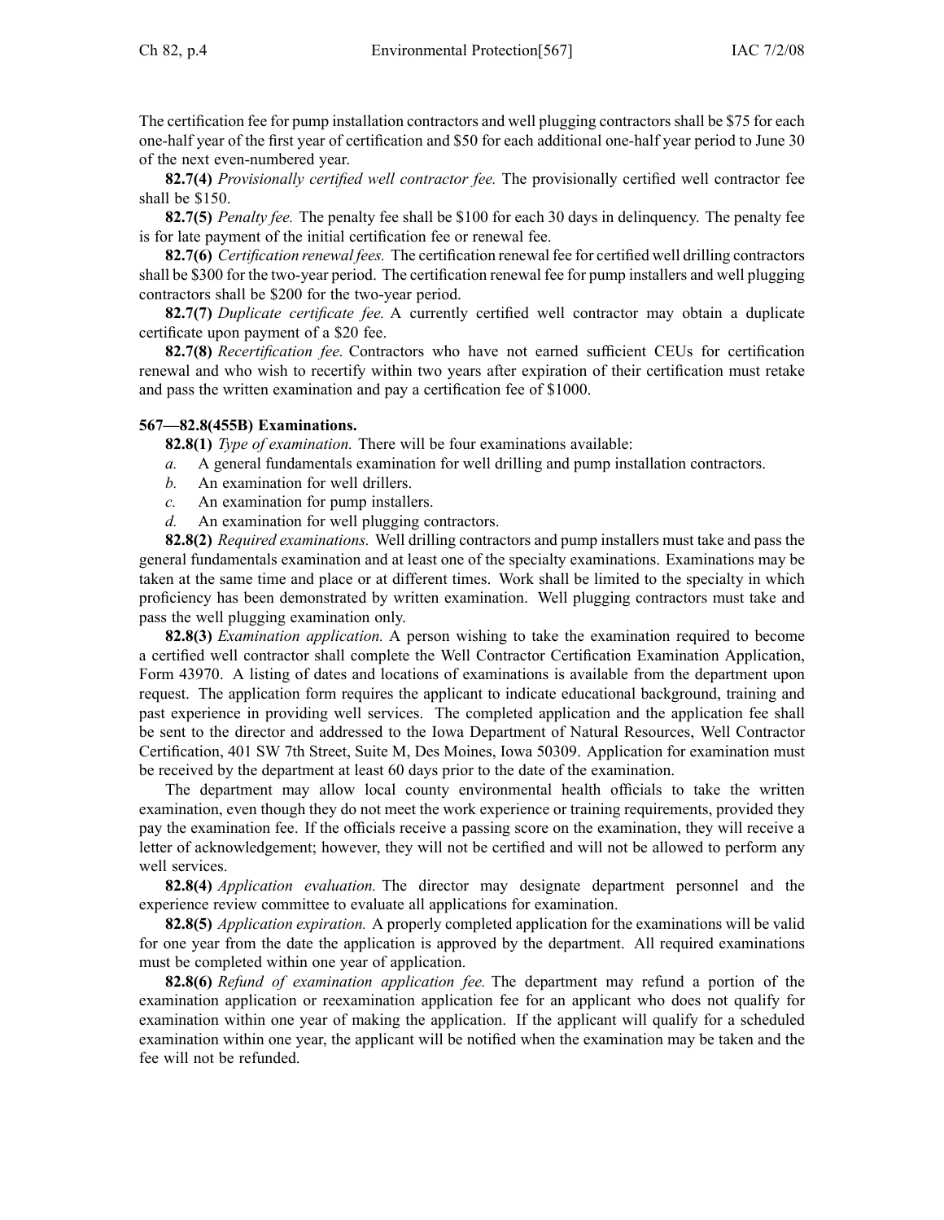The certification fee for pump installation contractors and well plugging contractors shall be $75 for each one-half year of the first year of certification and $50 for each additional one-half year period to June 30 of the next even-numbered year.

**82.7(4)** *Provisionally certified well contractor fee.* The provisionally certified well contractor fee shall be $150.

**82.7(5)** *Penalty fee.* The penalty fee shall be $100 for each 30 days in delinquency. The penalty fee is for late payment of the initial certification fee or renewal fee.

**82.7(6)** *Certification renewal fees.* The certification renewal fee for certified well drilling contractors shall be $300 for the two-year period. The certification renewal fee for pump installers and well plugging contractors shall be $200 for the two-year period.

**82.7(7)** *Duplicate certificate fee.* A currently certified well contractor may obtain a duplicate certificate upon payment of a $20 fee.

**82.7(8)** *Recertification fee.* Contractors who have not earned sufficient CEUs for certification renewal and who wish to recertify within two years after expiration of their certification must retake and pass the written examination and pay a certification fee of $1000.

**567—82.8(455B) Examinations.**

**82.8(1)** *Type of examination.* There will be four examinations available:

*a.* A general fundamentals examination for well drilling and pump installation contractors.

*b.* An examination for well drillers.

*c.* An examination for pump installers.

*d.* An examination for well plugging contractors.

**82.8(2)** *Required examinations.* Well drilling contractors and pump installers must take and pass the general fundamentals examination and at least one of the specialty examinations. Examinations may be taken at the same time and place or at different times. Work shall be limited to the specialty in which proficiency has been demonstrated by written examination. Well plugging contractors must take and pass the well plugging examination only.

**82.8(3)** *Examination application.* A person wishing to take the examination required to become a certified well contractor shall complete the Well Contractor Certification Examination Application, Form 43970. A listing of dates and locations of examinations is available from the department upon request. The application form requires the applicant to indicate educational background, training and past experience in providing well services. The completed application and the application fee shall be sent to the director and addressed to the Iowa Department of Natural Resources, Well Contractor Certification, 401 SW 7th Street, Suite M, Des Moines, Iowa 50309. Application for examination must be received by the department at least 60 days prior to the date of the examination.

The department may allow local county environmental health officials to take the written examination, even though they do not meet the work experience or training requirements, provided they pay the examination fee. If the officials receive a passing score on the examination, they will receive a letter of acknowledgement; however, they will not be certified and will not be allowed to perform any well services.

**82.8(4)** *Application evaluation.* The director may designate department personnel and the experience review committee to evaluate all applications for examination.

**82.8(5)** *Application expiration.* A properly completed application for the examinations will be valid for one year from the date the application is approved by the department. All required examinations must be completed within one year of application.

**82.8(6)** *Refund of examination application fee.* The department may refund a portion of the examination application or reexamination application fee for an applicant who does not qualify for examination within one year of making the application. If the applicant will qualify for a scheduled examination within one year, the applicant will be notified when the examination may be taken and the fee will not be refunded.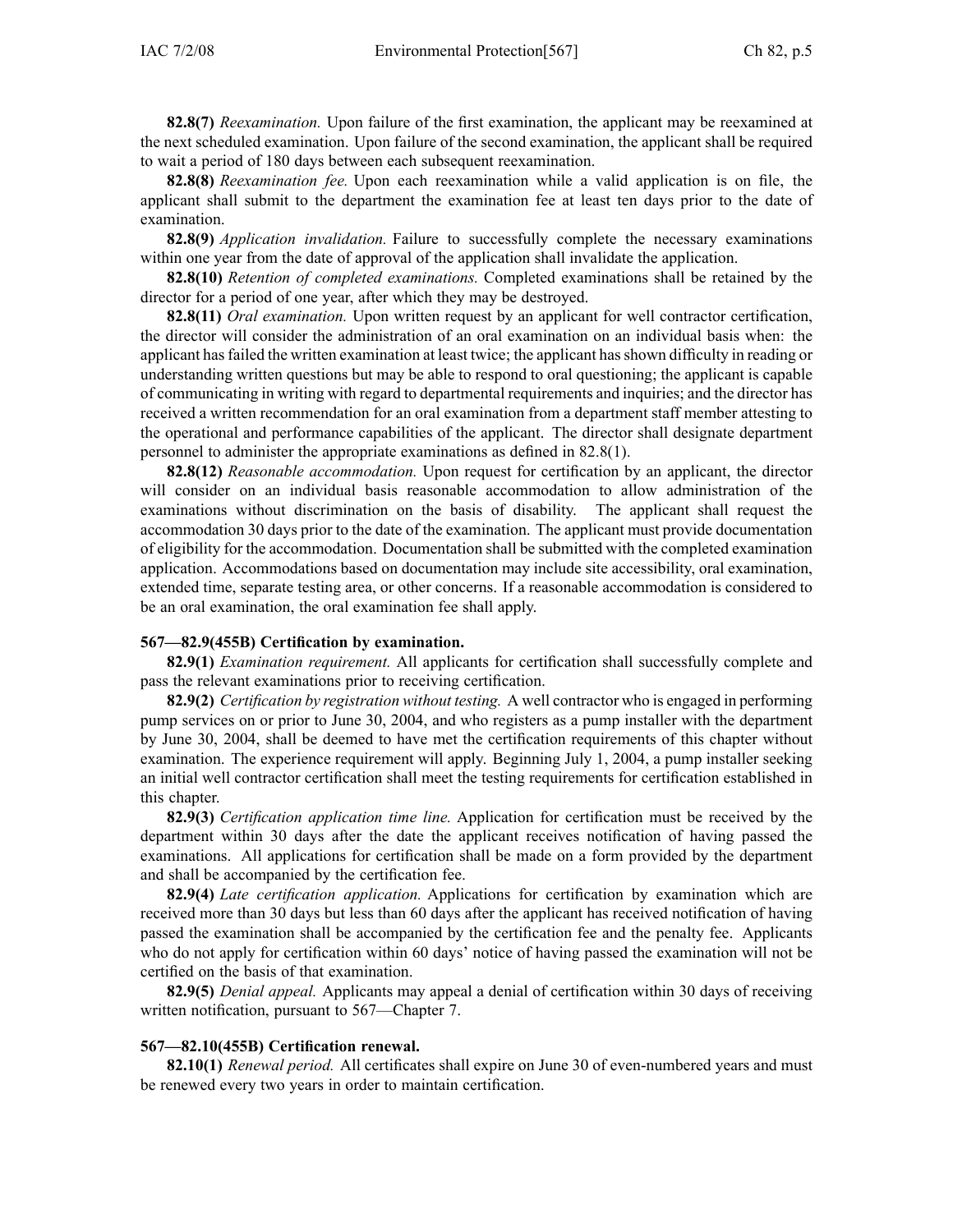**82.8(7)** *Reexamination.* Upon failure of the first examination, the applicant may be reexamined at the next scheduled examination. Upon failure of the second examination, the applicant shall be required to wait a period of 180 days between each subsequent reexamination.

**82.8(8)** *Reexamination fee.* Upon each reexamination while a valid application is on file, the applicant shall submit to the department the examination fee at least ten days prior to the date of examination.

**82.8(9)** *Application invalidation.* Failure to successfully complete the necessary examinations within one year from the date of approval of the application shall invalidate the application.

**82.8(10)** *Retention of completed examinations.* Completed examinations shall be retained by the director for a period of one year, after which they may be destroyed.

**82.8(11)** *Oral examination.* Upon written request by an applicant for well contractor certification, the director will consider the administration of an oral examination on an individual basis when: the applicant has failed the written examination at least twice; the applicant has shown difficulty in reading or understanding written questions but may be able to respond to oral questioning; the applicant is capable of communicating in writing with regard to departmental requirements and inquiries; and the director has received a written recommendation for an oral examination from a department staff member attesting to the operational and performance capabilities of the applicant. The director shall designate department personnel to administer the appropriate examinations as defined in 82.8(1).

**82.8(12)** *Reasonable accommodation.* Upon request for certification by an applicant, the director will consider on an individual basis reasonable accommodation to allow administration of the examinations without discrimination on the basis of disability. The applicant shall request the accommodation 30 days prior to the date of the examination. The applicant must provide documentation of eligibility for the accommodation. Documentation shall be submitted with the completed examination application. Accommodations based on documentation may include site accessibility, oral examination, extended time, separate testing area, or other concerns. If a reasonable accommodation is considered to be an oral examination, the oral examination fee shall apply.

### 567—82.9(455B) Certification by examination.

**82.9(1)** *Examination requirement.* All applicants for certification shall successfully complete and pass the relevant examinations prior to receiving certification.

**82.9(2)** *Certification by registration without testing.* A well contractor who is engaged in performing pump services on or prior to June 30, 2004, and who registers as a pump installer with the department by June 30, 2004, shall be deemed to have met the certification requirements of this chapter without examination. The experience requirement will apply. Beginning July 1, 2004, a pump installer seeking an initial well contractor certification shall meet the testing requirements for certification established in this chapter.

**82.9(3)** *Certification application time line.* Application for certification must be received by the department within 30 days after the date the applicant receives notification of having passed the examinations. All applications for certification shall be made on a form provided by the department and shall be accompanied by the certification fee.

**82.9(4)** *Late certification application.* Applications for certification by examination which are received more than 30 days but less than 60 days after the applicant has received notification of having passed the examination shall be accompanied by the certification fee and the penalty fee. Applicants who do not apply for certification within 60 days' notice of having passed the examination will not be certified on the basis of that examination.

**82.9(5)** *Denial appeal.* Applicants may appeal a denial of certification within 30 days of receiving written notification, pursuant to 567—Chapter 7.

### 567—82.10(455B) Certification renewal.

**82.10(1)** *Renewal period.* All certificates shall expire on June 30 of even-numbered years and must be renewed every two years in order to maintain certification.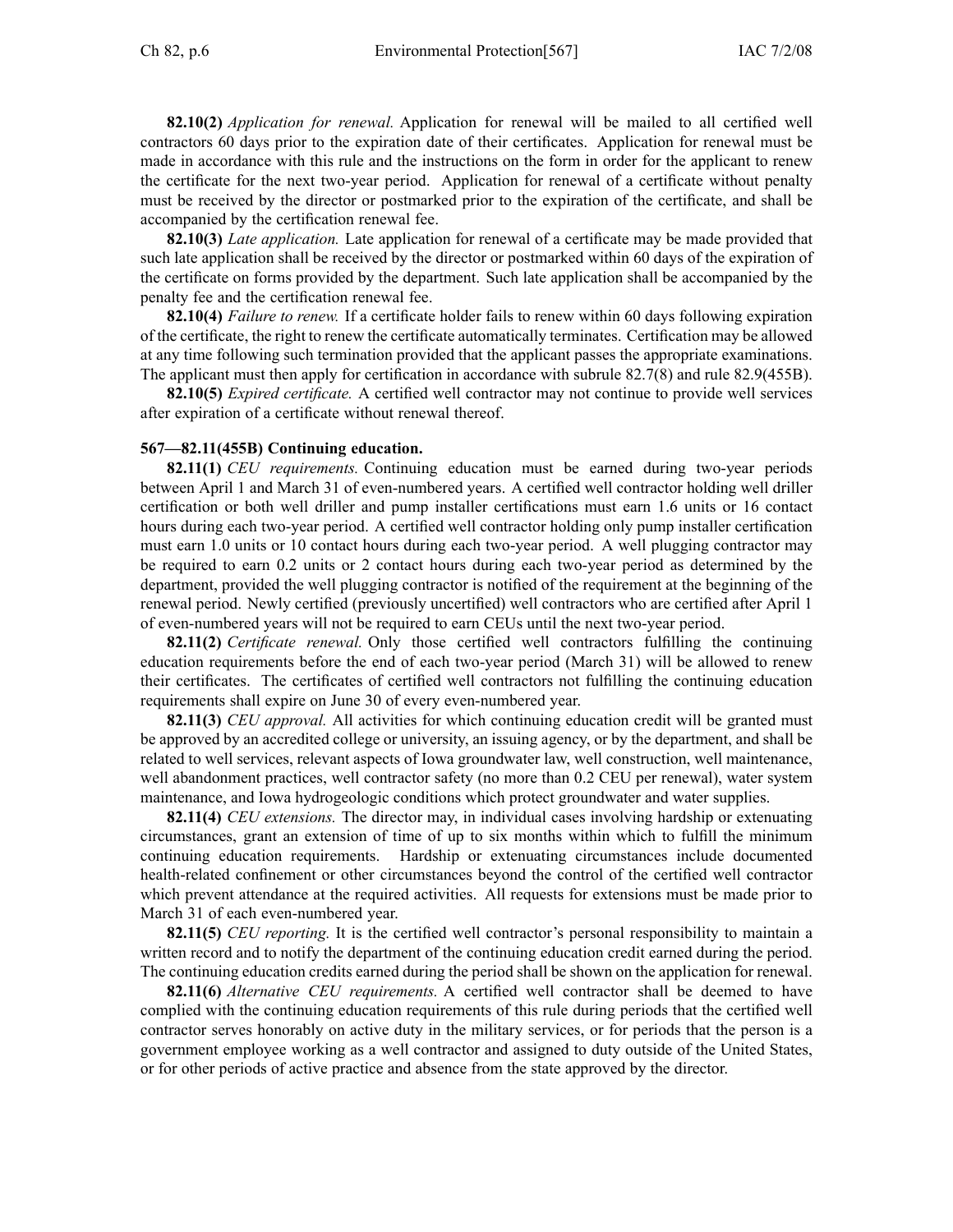**82.10(2)** *Application for renewal.* Application for renewal will be mailed to all certified well contractors 60 days prior to the expiration date of their certificates. Application for renewal must be made in accordance with this rule and the instructions on the form in order for the applicant to renew the certificate for the next two-year period. Application for renewal of a certificate without penalty must be received by the director or postmarked prior to the expiration of the certificate, and shall be accompanied by the certification renewal fee.

**82.10(3)** *Late application.* Late application for renewal of a certificate may be made provided that such late application shall be received by the director or postmarked within 60 days of the expiration of the certificate on forms provided by the department. Such late application shall be accompanied by the penalty fee and the certification renewal fee.

**82.10(4)** *Failure to renew.* If a certificate holder fails to renew within 60 days following expiration of the certificate, the right to renew the certificate automatically terminates. Certification may be allowed at any time following such termination provided that the applicant passes the appropriate examinations. The applicant must then apply for certification in accordance with subrule 82.7(8) and rule 82.9(455B).

**82.10(5)** *Expired certificate.* A certified well contractor may not continue to provide well services after expiration of a certificate without renewal thereof.

**567—82.11(455B) Continuing education.**

**82.11(1)** *CEU requirements.* Continuing education must be earned during two-year periods between April 1 and March 31 of even-numbered years. A certified well contractor holding well driller certification or both well driller and pump installer certifications must earn 1.6 units or 16 contact hours during each two-year period. A certified well contractor holding only pump installer certification must earn 1.0 units or 10 contact hours during each two-year period. A well plugging contractor may be required to earn 0.2 units or 2 contact hours during each two-year period as determined by the department, provided the well plugging contractor is notified of the requirement at the beginning of the renewal period. Newly certified (previously uncertified) well contractors who are certified after April 1 of even-numbered years will not be required to earn CEUs until the next two-year period.

**82.11(2)** *Certificate renewal.* Only those certified well contractors fulfilling the continuing education requirements before the end of each two-year period (March 31) will be allowed to renew their certificates. The certificates of certified well contractors not fulfilling the continuing education requirements shall expire on June 30 of every even-numbered year.

**82.11(3)** *CEU approval.* All activities for which continuing education credit will be granted must be approved by an accredited college or university, an issuing agency, or by the department, and shall be related to well services, relevant aspects of Iowa groundwater law, well construction, well maintenance, well abandonment practices, well contractor safety (no more than 0.2 CEU per renewal), water system maintenance, and Iowa hydrogeologic conditions which protect groundwater and water supplies.

**82.11(4)** *CEU extensions.* The director may, in individual cases involving hardship or extenuating circumstances, grant an extension of time of up to six months within which to fulfill the minimum continuing education requirements. Hardship or extenuating circumstances include documented health-related confinement or other circumstances beyond the control of the certified well contractor which prevent attendance at the required activities. All requests for extensions must be made prior to March 31 of each even-numbered year.

**82.11(5)** *CEU reporting.* It is the certified well contractor's personal responsibility to maintain a written record and to notify the department of the continuing education credit earned during the period. The continuing education credits earned during the period shall be shown on the application for renewal.

**82.11(6)** *Alternative CEU requirements.* A certified well contractor shall be deemed to have complied with the continuing education requirements of this rule during periods that the certified well contractor serves honorably on active duty in the military services, or for periods that the person is a government employee working as a well contractor and assigned to duty outside of the United States, or for other periods of active practice and absence from the state approved by the director.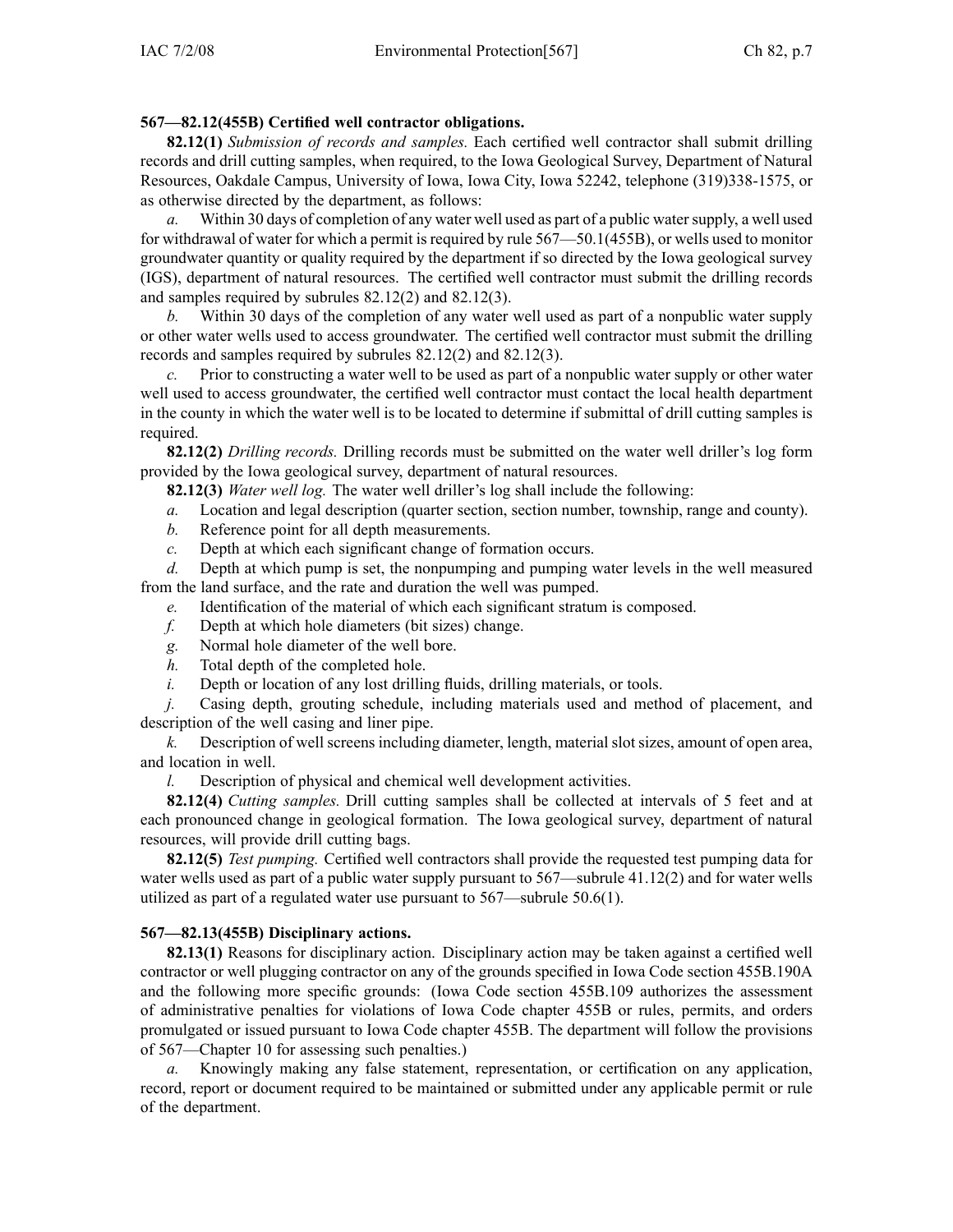**567—82.12(455B) Certified well contractor obligations.**

**82.12(1)** *Submission of records and samples.* Each certified well contractor shall submit drilling records and drill cutting samples, when required, to the Iowa Geological Survey, Department of Natural Resources, Oakdale Campus, University of Iowa, Iowa City, Iowa 52242, telephone (319)338-1575, or as otherwise directed by the department, as follows:

*a.* Within 30 days of completion of any water well used as part of a public water supply, a well used for withdrawal of water for which a permit is required by rule 567—50.1(455B), or wells used to monitor groundwater quantity or quality required by the department if so directed by the Iowa geological survey (IGS), department of natural resources. The certified well contractor must submit the drilling records and samples required by subrules 82.12(2) and 82.12(3).

*b.* Within 30 days of the completion of any water well used as part of a nonpublic water supply or other water wells used to access groundwater. The certified well contractor must submit the drilling records and samples required by subrules 82.12(2) and 82.12(3).

*c.* Prior to constructing a water well to be used as part of a nonpublic water supply or other water well used to access groundwater, the certified well contractor must contact the local health department in the county in which the water well is to be located to determine if submittal of drill cutting samples is required.

**82.12(2)** *Drilling records.* Drilling records must be submitted on the water well driller's log form provided by the Iowa geological survey, department of natural resources.

**82.12(3)** *Water well log.* The water well driller's log shall include the following:

*a.* Location and legal description (quarter section, section number, township, range and county).

*b.* Reference point for all depth measurements.

*c.* Depth at which each significant change of formation occurs.

*d.* Depth at which pump is set, the nonpumping and pumping water levels in the well measured from the land surface, and the rate and duration the well was pumped.

*e.* Identification of the material of which each significant stratum is composed.

*f.* Depth at which hole diameters (bit sizes) change.

*g.* Normal hole diameter of the well bore.

*h.* Total depth of the completed hole.

*i.* Depth or location of any lost drilling fluids, drilling materials, or tools.

*j.* Casing depth, grouting schedule, including materials used and method of placement, and description of the well casing and liner pipe.

*k.* Description of well screens including diameter, length, material slot sizes, amount of open area, and location in well.

*l.* Description of physical and chemical well development activities.

**82.12(4)** *Cutting samples.* Drill cutting samples shall be collected at intervals of 5 feet and at each pronounced change in geological formation. The Iowa geological survey, department of natural resources, will provide drill cutting bags.

**82.12(5)** *Test pumping.* Certified well contractors shall provide the requested test pumping data for water wells used as part of a public water supply pursuant to 567—subrule 41.12(2) and for water wells utilized as part of a regulated water use pursuant to 567—subrule 50.6(1).

**567—82.13(455B) Disciplinary actions.**

**82.13(1)** Reasons for disciplinary action. Disciplinary action may be taken against a certified well contractor or well plugging contractor on any of the grounds specified in Iowa Code section 455B.190A and the following more specific grounds: (Iowa Code section 455B.109 authorizes the assessment of administrative penalties for violations of Iowa Code chapter 455B or rules, permits, and orders promulgated or issued pursuant to Iowa Code chapter 455B. The department will follow the provisions of 567—Chapter 10 for assessing such penalties.)

*a.* Knowingly making any false statement, representation, or certification on any application, record, report or document required to be maintained or submitted under any applicable permit or rule of the department.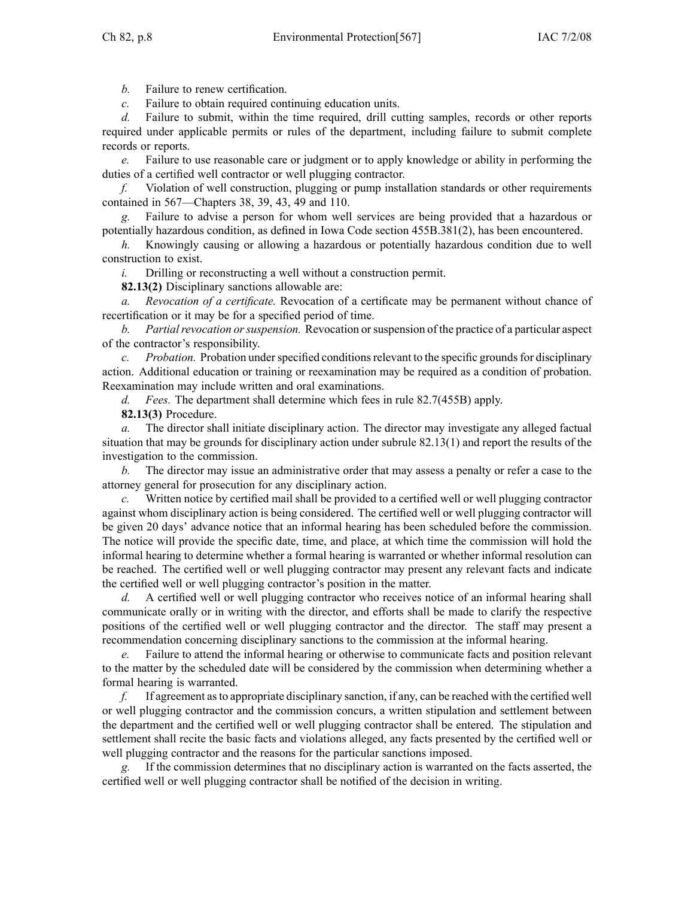*b.* Failure to renew certification.

*c.* Failure to obtain required continuing education units.

*d.* Failure to submit, within the time required, drill cutting samples, records or other reports required under applicable permits or rules of the department, including failure to submit complete records or reports.

*e.* Failure to use reasonable care or judgment or to apply knowledge or ability in performing the duties of a certified well contractor or well plugging contractor.

*f.* Violation of well construction, plugging or pump installation standards or other requirements contained in 567—Chapters 38, 39, 43, 49 and 110.

*g.* Failure to advise a person for whom well services are being provided that a hazardous or potentially hazardous condition, as defined in Iowa Code section 455B.381(2), has been encountered.

*h.* Knowingly causing or allowing a hazardous or potentially hazardous condition due to well construction to exist.

*i.* Drilling or reconstructing a well without a construction permit.

**82.13(2)** Disciplinary sanctions allowable are:

*a.* *Revocation of a certificate.* Revocation of a certificate may be permanent without chance of recertification or it may be for a specified period of time.

*b.* *Partial revocation or suspension.* Revocation or suspension of the practice of a particular aspect of the contractor's responsibility.

*c.* *Probation.* Probation under specified conditions relevant to the specific grounds for disciplinary action. Additional education or training or reexamination may be required as a condition of probation. Reexamination may include written and oral examinations.

*d.* *Fees.* The department shall determine which fees in rule 82.7(455B) apply.

**82.13(3)** Procedure.

*a.* The director shall initiate disciplinary action. The director may investigate any alleged factual situation that may be grounds for disciplinary action under subrule 82.13(1) and report the results of the investigation to the commission.

*b.* The director may issue an administrative order that may assess a penalty or refer a case to the attorney general for prosecution for any disciplinary action.

*c.* Written notice by certified mail shall be provided to a certified well or well plugging contractor against whom disciplinary action is being considered. The certified well or well plugging contractor will be given 20 days' advance notice that an informal hearing has been scheduled before the commission. The notice will provide the specific date, time, and place, at which time the commission will hold the informal hearing to determine whether a formal hearing is warranted or whether informal resolution can be reached. The certified well or well plugging contractor may present any relevant facts and indicate the certified well or well plugging contractor's position in the matter.

*d.* A certified well or well plugging contractor who receives notice of an informal hearing shall communicate orally or in writing with the director, and efforts shall be made to clarify the respective positions of the certified well or well plugging contractor and the director. The staff may present a recommendation concerning disciplinary sanctions to the commission at the informal hearing.

*e.* Failure to attend the informal hearing or otherwise to communicate facts and position relevant to the matter by the scheduled date will be considered by the commission when determining whether a formal hearing is warranted.

*f.* If agreement as to appropriate disciplinary sanction, if any, can be reached with the certified well or well plugging contractor and the commission concurs, a written stipulation and settlement between the department and the certified well or well plugging contractor shall be entered. The stipulation and settlement shall recite the basic facts and violations alleged, any facts presented by the certified well or well plugging contractor and the reasons for the particular sanctions imposed.

*g.* If the commission determines that no disciplinary action is warranted on the facts asserted, the certified well or well plugging contractor shall be notified of the decision in writing.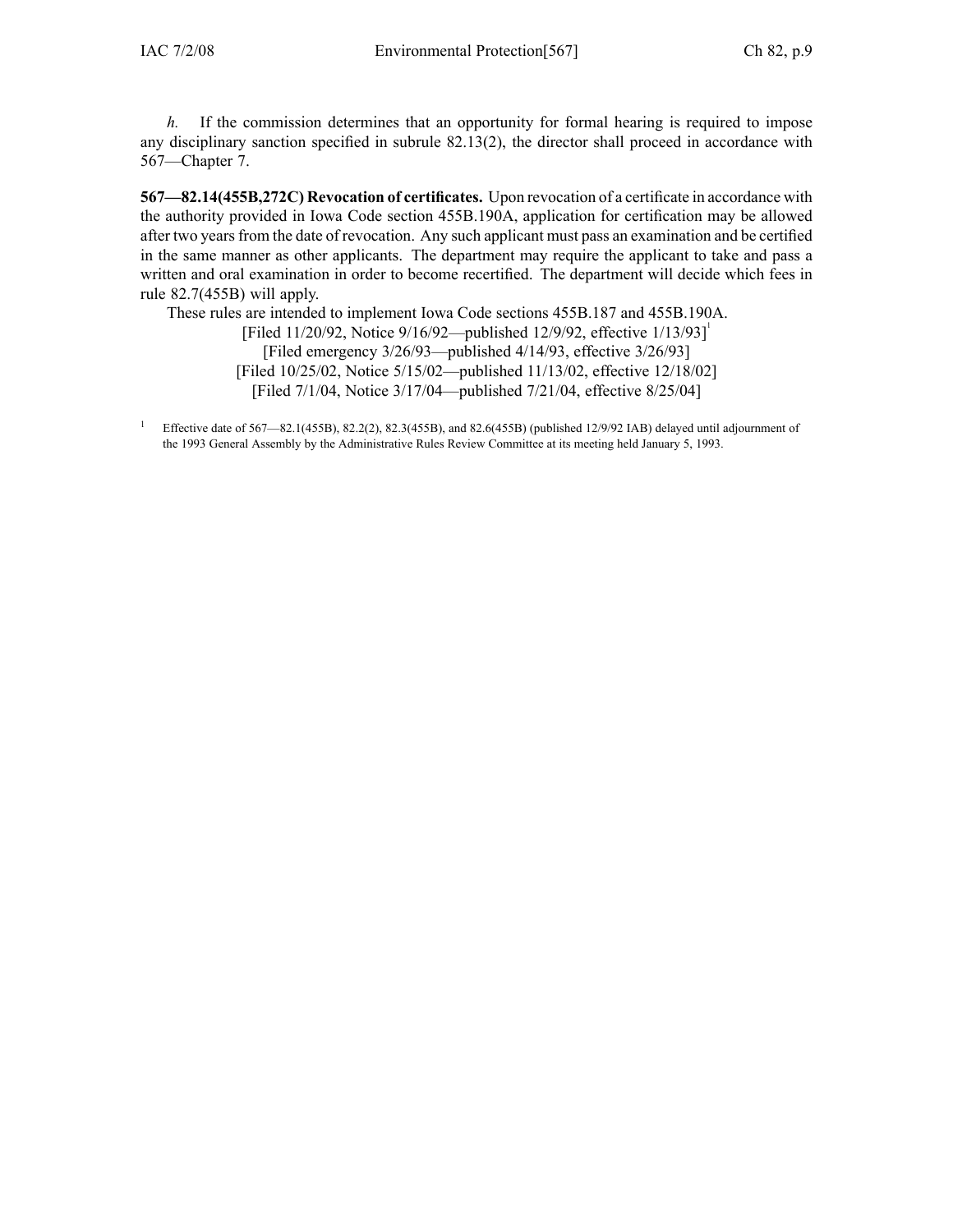*h.* If the commission determines that an opportunity for formal hearing is required to impose any disciplinary sanction specified in subrule 82.13(2), the director shall proceed in accordance with 567—Chapter 7.

**567—82.14(455B,272C) Revocation of certificates.** Upon revocation of a certificate in accordance with the authority provided in Iowa Code section 455B.190A, application for certification may be allowed after two years from the date of revocation. Any such applicant must pass an examination and be certified in the same manner as other applicants. The department may require the applicant to take and pass a written and oral examination in order to become recertified. The department will decide which fees in rule 82.7(455B) will apply.

These rules are intended to implement Iowa Code sections 455B.187 and 455B.190A.

[Filed 11/20/92, Notice 9/16/92—published 12/9/92, effective 1/13/93][1]
[Filed emergency 3/26/93—published 4/14/93, effective 3/26/93]
[Filed 10/25/02, Notice 5/15/02—published 11/13/02, effective 12/18/02]
[Filed 7/1/04, Notice 3/17/04—published 7/21/04, effective 8/25/04]

[1] Effective date of 567—82.1(455B), 82.2(2), 82.3(455B), and 82.6(455B) (published 12/9/92 IAB) delayed until adjournment of the 1993 General Assembly by the Administrative Rules Review Committee at its meeting held January 5, 1993.